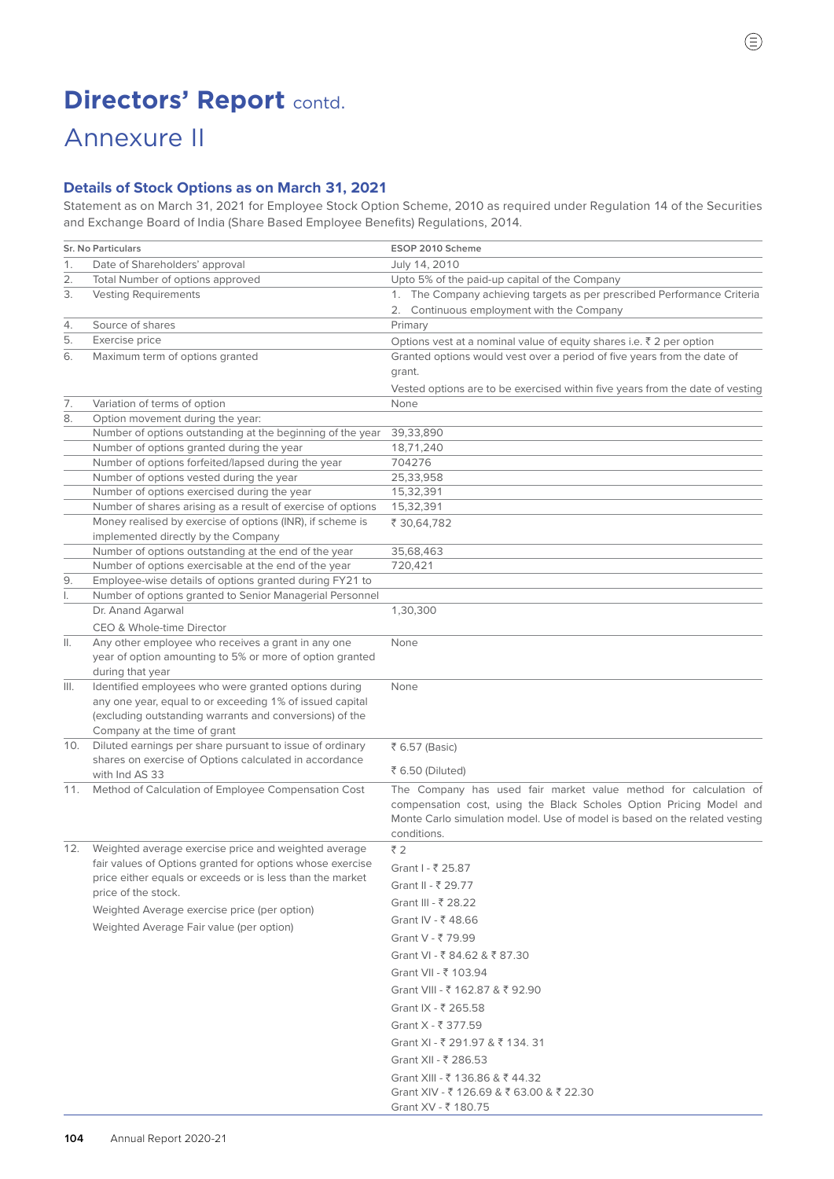# Directors' Report contd.

# Annexure II

## Details of Stock Options as on March 31, 2021

Statement as on March 31, 2021 for Employee Stock Option Scheme, 2010 as required under Regulation 14 of the Securities and Exchange Board of India (Share Based Employee Benefits) Regulations, 2014.

| Sr. No | Particulars | ESOP 2010 Scheme |
|---|---|---|
| 1. | Date of Shareholders' approval | July 14, 2010 |
| 2. | Total Number of options approved | Upto 5% of the paid-up capital of the Company |
| 3. | Vesting Requirements | 1. The Company achieving targets as per prescribed Performance Criteria<br>2. Continuous employment with the Company |
| 4. | Source of shares | Primary |
| 5. | Exercise price | Options vest at a nominal value of equity shares i.e. ₹ 2 per option |
| 6. | Maximum term of options granted | Granted options would vest over a period of five years from the date of grant.<br>Vested options are to be exercised within five years from the date of vesting |
| 7. | Variation of terms of option | None |
| 8. | Option movement during the year: | |
| | Number of options outstanding at the beginning of the year | 39,33,890 |
| | Number of options granted during the year | 18,71,240 |
| | Number of options forfeited/lapsed during the year | 704276 |
| | Number of options vested during the year | 25,33,958 |
| | Number of options exercised during the year | 15,32,391 |
| | Number of shares arising as a result of exercise of options | 15,32,391 |
| | Money realised by exercise of options (INR), if scheme is implemented directly by the Company | ₹ 30,64,782 |
| | Number of options outstanding at the end of the year | 35,68,463 |
| | Number of options exercisable at the end of the year | 720,421 |
| 9. | Employee-wise details of options granted during FY21 to | |
| I. | Number of options granted to Senior Managerial Personnel | |
| | Dr. Anand Agarwal<br>CEO & Whole-time Director | 1,30,300 |
| II. | Any other employee who receives a grant in any one year of option amounting to 5% or more of option granted during that year | None |
| III. | Identified employees who were granted options during any one year, equal to or exceeding 1% of issued capital (excluding outstanding warrants and conversions) of the Company at the time of grant | None |
| 10. | Diluted earnings per share pursuant to issue of ordinary shares on exercise of Options calculated in accordance with Ind AS 33 | ₹ 6.57 (Basic)<br>₹ 6.50 (Diluted) |
| 11. | Method of Calculation of Employee Compensation Cost | The Company has used fair market value method for calculation of compensation cost, using the Black Scholes Option Pricing Model and Monte Carlo simulation model. Use of model is based on the related vesting conditions. |
| 12. | Weighted average exercise price and weighted average fair values of Options granted for options whose exercise price either equals or exceeds or is less than the market price of the stock.<br>Weighted Average exercise price (per option)<br>Weighted Average Fair value (per option) | ₹ 2<br>Grant I - ₹ 25.87<br>Grant II - ₹ 29.77<br>Grant III - ₹ 28.22<br>Grant IV - ₹ 48.66<br>Grant V - ₹ 79.99<br>Grant VI - ₹ 84.62 & ₹ 87.30<br>Grant VII - ₹ 103.94<br>Grant VIII - ₹ 162.87 & ₹ 92.90<br>Grant IX - ₹ 265.58<br>Grant X - ₹ 377.59<br>Grant XI - ₹ 291.97 & ₹ 134. 31<br>Grant XII - ₹ 286.53<br>Grant XIII - ₹ 136.86 & ₹ 44.32<br>Grant XIV - ₹ 126.69 & ₹ 63.00 & ₹ 22.30<br>Grant XV - ₹ 180.75 |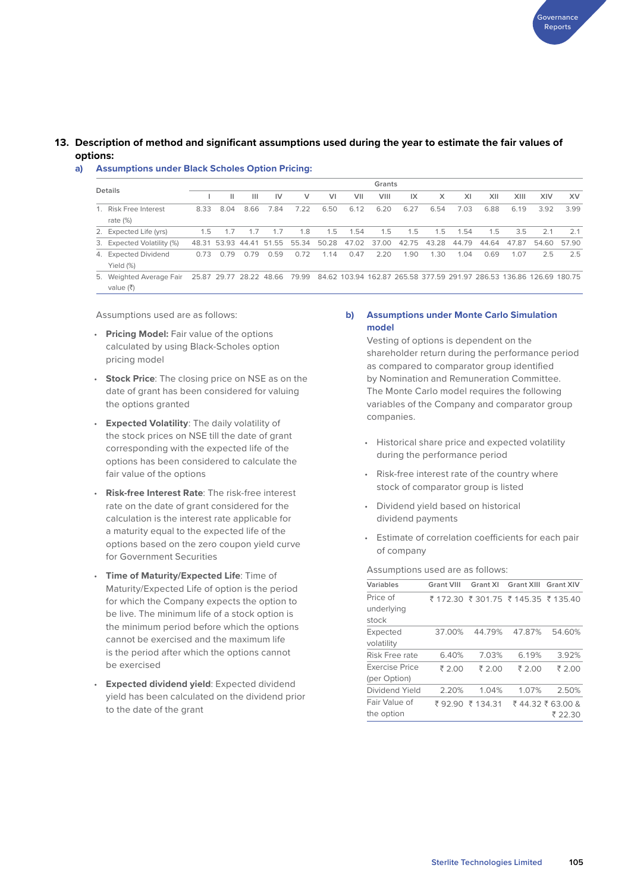## 13. Description of method and significant assumptions used during the year to estimate the fair values of options:

### a) Assumptions under Black Scholes Option Pricing:

| Details | Grants | | | | | | | | | | | | | | |
|---|---|---|---|---|---|---|---|---|---|---|---|---|---|---|---|
| | I | II | III | IV | V | VI | VII | VIII | IX | X | XI | XII | XIII | XIV | XV |
| 1. Risk Free Interest rate (%) | 8.33 | 8.04 | 8.66 | 7.84 | 7.22 | 6.50 | 6.12 | 6.20 | 6.27 | 6.54 | 7.03 | 6.88 | 6.19 | 3.92 | 3.99 |
| 2. Expected Life (yrs) | 1.5 | 1.7 | 1.7 | 1.7 | 1.8 | 1.5 | 1.54 | 1.5 | 1.5 | 1.5 | 1.54 | 1.5 | 3.5 | 2.1 | 2.1 |
| 3. Expected Volatility (%) | 48.31 | 53.93 | 44.41 | 51.55 | 55.34 | 50.28 | 47.02 | 37.00 | 42.75 | 43.28 | 44.79 | 44.64 | 47.87 | 54.60 | 57.90 |
| 4. Expected Dividend Yield (%) | 0.73 | 0.79 | 0.79 | 0.59 | 0.72 | 1.14 | 0.47 | 2.20 | 1.90 | 1.30 | 1.04 | 0.69 | 1.07 | 2.5 | 2.5 |
| 5. Weighted Average Fair value (₹) | 25.87 | 29.77 | 28.22 | 48.66 | 79.99 | 84.62 | 103.94 | 162.87 | 265.58 | 377.59 | 291.97 | 286.53 | 136.86 | 126.69 | 180.75 |

Assumptions used are as follows:

- **Pricing Model:** Fair value of the options calculated by using Black-Scholes option pricing model
- **Stock Price**: The closing price on NSE as on the date of grant has been considered for valuing the options granted
- **Expected Volatility**: The daily volatility of the stock prices on NSE till the date of grant corresponding with the expected life of the options has been considered to calculate the fair value of the options
- **Risk-free Interest Rate**: The risk-free interest rate on the date of grant considered for the calculation is the interest rate applicable for a maturity equal to the expected life of the options based on the zero coupon yield curve for Government Securities
- **Time of Maturity/Expected Life**: Time of Maturity/Expected Life of option is the period for which the Company expects the option to be live. The minimum life of a stock option is the minimum period before which the options cannot be exercised and the maximum life is the period after which the options cannot be exercised
- **Expected dividend yield**: Expected dividend yield has been calculated on the dividend prior to the date of the grant

### b) Assumptions under Monte Carlo Simulation model

Vesting of options is dependent on the shareholder return during the performance period as compared to comparator group identified by Nomination and Remuneration Committee. The Monte Carlo model requires the following variables of the Company and comparator group companies.

- Historical share price and expected volatility during the performance period
- Risk-free interest rate of the country where stock of comparator group is listed
- Dividend yield based on historical dividend payments
- Estimate of correlation coefficients for each pair of company

Assumptions used are as follows:

| Variables | Grant VIII | Grant XI | Grant XIII | Grant XIV |
|---|---|---|---|---|
| Price of underlying stock | ₹ 172.30 | ₹ 301.75 | ₹ 145.35 | ₹ 135.40 |
| Expected volatility | 37.00% | 44.79% | 47.87% | 54.60% |
| Risk Free rate | 6.40% | 7.03% | 6.19% | 3.92% |
| Exercise Price (per Option) | ₹ 2.00 | ₹ 2.00 | ₹ 2.00 | ₹ 2.00 |
| Dividend Yield | 2.20% | 1.04% | 1.07% | 2.50% |
| Fair Value of the option | ₹ 92.90 | ₹ 134.31 | ₹ 44.32 | ₹ 63.00 & ₹ 22.30 |